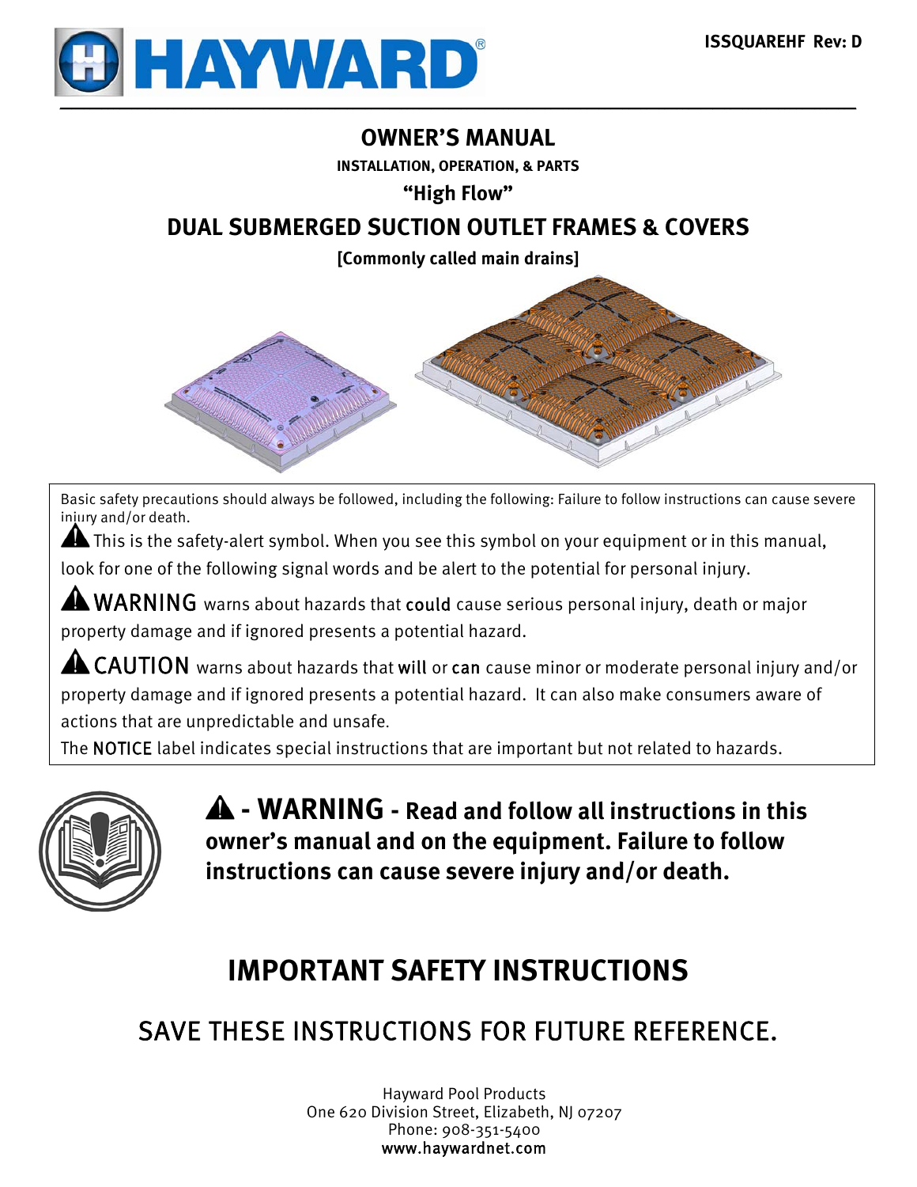HAYWARD®

ISSQUAREHF Rev: D

# OWNER'S MANUAL

**INSTALLATION, OPERATION, & PARTS**

**"High Flow"**

## DUAL SUBMERGED SUCTION OUTLET FRAMES & COVERS

**[Commonly called main drains]**

Basic safety precautions should always be followed, including the following: Failure to follow instructions can cause severe injury and/or death.

⚠ This is the safety-alert symbol. When you see this symbol on your equipment or in this manual, look for one of the following signal words and be alert to the potential for personal injury.

⚠ WARNING warns about hazards that **could** cause serious personal injury, death or major property damage and if ignored presents a potential hazard.

⚠ CAUTION warns about hazards that **will** or **can** cause minor or moderate personal injury and/or property damage and if ignored presents a potential hazard. It can also make consumers aware of actions that are unpredictable and unsafe.

The **NOTICE** label indicates special instructions that are important but not related to hazards.

**⚠ - WARNING - Read and follow all instructions in this owner's manual and on the equipment. Failure to follow instructions can cause severe injury and/or death.**

# IMPORTANT SAFETY INSTRUCTIONS

## SAVE THESE INSTRUCTIONS FOR FUTURE REFERENCE.

Hayward Pool Products
One 620 Division Street, Elizabeth, NJ 07207
Phone: 908-351-5400
www.haywardnet.com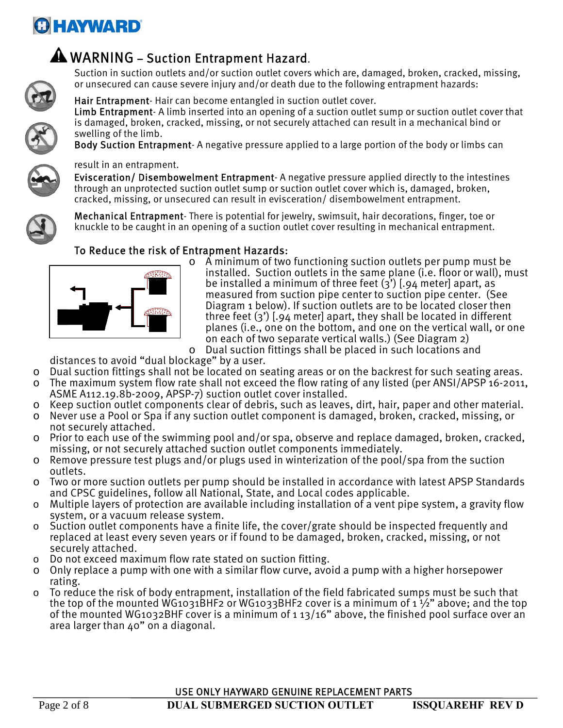## WARNING – Suction Entrapment Hazard.

Suction in suction outlets and/or suction outlet covers which are, damaged, broken, cracked, missing, or unsecured can cause severe injury and/or death due to the following entrapment hazards:

**Hair Entrapment**- Hair can become entangled in suction outlet cover.

**Limb Entrapment**- A limb inserted into an opening of a suction outlet sump or suction outlet cover that is damaged, broken, cracked, missing, or not securely attached can result in a mechanical bind or swelling of the limb.

**Body Suction Entrapment**- A negative pressure applied to a large portion of the body or limbs can result in an entrapment.

**Evisceration/ Disembowelment Entrapment**- A negative pressure applied directly to the intestines through an unprotected suction outlet sump or suction outlet cover which is, damaged, broken, cracked, missing, or unsecured can result in evisceration/ disembowelment entrapment.

**Mechanical Entrapment**- There is potential for jewelry, swimsuit, hair decorations, finger, toe or knuckle to be caught in an opening of a suction outlet cover resulting in mechanical entrapment.

### To Reduce the risk of Entrapment Hazards:

- A minimum of two functioning suction outlets per pump must be installed. Suction outlets in the same plane (i.e. floor or wall), must be installed a minimum of three feet (3') [.94 meter] apart, as measured from suction pipe center to suction pipe center. (See Diagram 1 below). If suction outlets are to be located closer then three feet (3') [.94 meter] apart, they shall be located in different planes (i.e., one on the bottom, and one on the vertical wall, or one on each of two separate vertical walls.) (See Diagram 2)
- Dual suction fittings shall be placed in such locations and distances to avoid "dual blockage" by a user.
- Dual suction fittings shall not be located on seating areas or on the backrest for such seating areas.
- The maximum system flow rate shall not exceed the flow rating of any listed (per ANSI/APSP 16-2011, ASME A112.19.8b-2009, APSP-7) suction outlet cover installed.
- Keep suction outlet components clear of debris, such as leaves, dirt, hair, paper and other material.
- Never use a Pool or Spa if any suction outlet component is damaged, broken, cracked, missing, or not securely attached.
- Prior to each use of the swimming pool and/or spa, observe and replace damaged, broken, cracked, missing, or not securely attached suction outlet components immediately.
- Remove pressure test plugs and/or plugs used in winterization of the pool/spa from the suction outlets.
- Two or more suction outlets per pump should be installed in accordance with latest APSP Standards and CPSC guidelines, follow all National, State, and Local codes applicable.
- Multiple layers of protection are available including installation of a vent pipe system, a gravity flow system, or a vacuum release system.
- Suction outlet components have a finite life, the cover/grate should be inspected frequently and replaced at least every seven years or if found to be damaged, broken, cracked, missing, or not securely attached.
- Do not exceed maximum flow rate stated on suction fitting.
- Only replace a pump with one with a similar flow curve, avoid a pump with a higher horsepower rating.
- To reduce the risk of body entrapment, installation of the field fabricated sumps must be such that the top of the mounted WG1031BHF2 or WG1033BHF2 cover is a minimum of 1 ½" above; and the top of the mounted WG1032BHF cover is a minimum of 1 13/16" above, the finished pool surface over an area larger than 40" on a diagonal.

USE ONLY HAYWARD GENUINE REPLACEMENT PARTS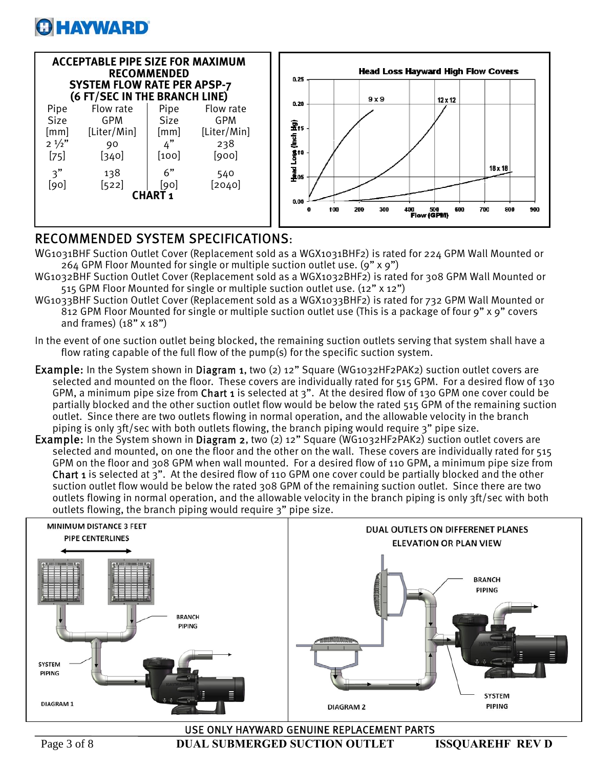**ACCEPTABLE PIPE SIZE FOR MAXIMUM RECOMMENDED SYSTEM FLOW RATE PER APSP-7 (6 FT/SEC IN THE BRANCH LINE)**

| Pipe Size [mm] | Flow rate GPM [Liter/Min] | Pipe Size [mm] | Flow rate GPM [Liter/Min] |
|---|---|---|---|
| 2 ½" [75] | 90 [340] | 4" [100] | 238 [900] |
| 3" [90] | 138 [522] | 6" [90] | 540 [2040] |

**CHART 1**

**Head Loss Hayward High Flow Covers**

## RECOMMENDED SYSTEM SPECIFICATIONS:

WG1031BHF Suction Outlet Cover (Replacement sold as a WGX1031BHF2) is rated for 224 GPM Wall Mounted or 264 GPM Floor Mounted for single or multiple suction outlet use. (9" x 9")

WG1032BHF Suction Outlet Cover (Replacement sold as a WGX1032BHF2) is rated for 308 GPM Wall Mounted or 515 GPM Floor Mounted for single or multiple suction outlet use. (12" x 12")

WG1033BHF Suction Outlet Cover (Replacement sold as a WGX1033BHF2) is rated for 732 GPM Wall Mounted or 812 GPM Floor Mounted for single or multiple suction outlet use (This is a package of four 9" x 9" covers and frames) (18" x 18")

In the event of one suction outlet being blocked, the remaining suction outlets serving that system shall have a flow rating capable of the full flow of the pump(s) for the specific suction system.

**Example:** In the System shown in **Diagram 1**, two (2) 12" Square (WG1032HF2PAK2) suction outlet covers are selected and mounted on the floor. These covers are individually rated for 515 GPM. For a desired flow of 130 GPM, a minimum pipe size from **Chart 1** is selected at 3". At the desired flow of 130 GPM one cover could be partially blocked and the other suction outlet flow would be below the rated 515 GPM of the remaining suction outlet. Since there are two outlets flowing in normal operation, and the allowable velocity in the branch piping is only 3ft/sec with both outlets flowing, the branch piping would require 3" pipe size.

**Example:** In the System shown in **Diagram 2**, two (2) 12" Square (WG1032HF2PAK2) suction outlet covers are selected and mounted, on one the floor and the other on the wall. These covers are individually rated for 515 GPM on the floor and 308 GPM when wall mounted. For a desired flow of 110 GPM, a minimum pipe size from **Chart 1** is selected at 3". At the desired flow of 110 GPM one cover could be partially blocked and the other suction outlet flow would be below the rated 308 GPM of the remaining suction outlet. Since there are two outlets flowing in normal operation, and the allowable velocity in the branch piping is only 3ft/sec with both outlets flowing, the branch piping would require 3" pipe size.

DIAGRAM 1

DIAGRAM 2

USE ONLY HAYWARD GENUINE REPLACEMENT PARTS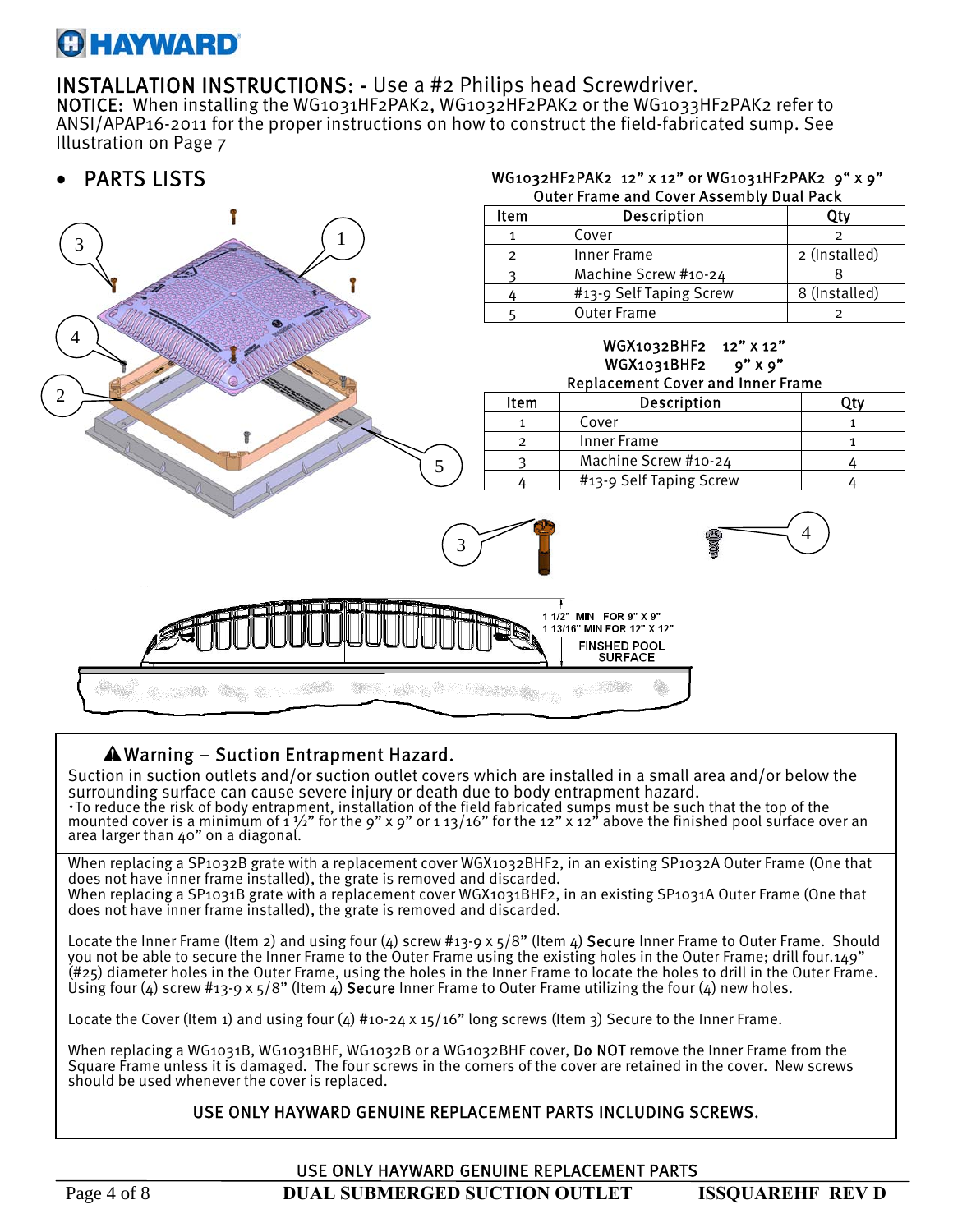# HAYWARD

## INSTALLATION INSTRUCTIONS: - Use a #2 Philips head Screwdriver.

**NOTICE:** When installing the WG1031HF2PAK2, WG1032HF2PAK2 or the WG1033HF2PAK2 refer to ANSI/APAP16-2011 for the proper instructions on how to construct the field-fabricated sump. See Illustration on Page 7

- **PARTS LISTS**

**WG1032HF2PAK2 12" x 12" or WG1031HF2PAK2 9" x 9"**
**Outer Frame and Cover Assembly Dual Pack**

| Item | Description | Qty |
|---|---|---|
| 1 | Cover | 2 |
| 2 | Inner Frame | 2 (Installed) |
| 3 | Machine Screw #10-24 | 8 |
| 4 | #13-9 Self Taping Screw | 8 (Installed) |
| 5 | Outer Frame | 2 |

**WGX1032BHF2 12" x 12"**
**WGX1031BHF2 9" x 9"**
**Replacement Cover and Inner Frame**

| Item | Description | Qty |
|---|---|---|
| 1 | Cover | 1 |
| 2 | Inner Frame | 1 |
| 3 | Machine Screw #10-24 | 4 |
| 4 | #13-9 Self Taping Screw | 4 |

1 1/2" MIN FOR 9" X 9"
1 13/16" MIN FOR 12" X 12"
FINSHED POOL SURFACE

### ⚠Warning – Suction Entrapment Hazard.

Suction in suction outlets and/or suction outlet covers which are installed in a small area and/or below the surrounding surface can cause severe injury or death due to body entrapment hazard.
•To reduce the risk of body entrapment, installation of the field fabricated sumps must be such that the top of the mounted cover is a minimum of 1 ½" for the 9" x 9" or 1 13/16" for the 12" x 12" above the finished pool surface over an area larger than 40" on a diagonal.

When replacing a SP1032B grate with a replacement cover WGX1032BHF2, in an existing SP1032A Outer Frame (One that does not have inner frame installed), the grate is removed and discarded.
When replacing a SP1031B grate with a replacement cover WGX1031BHF2, in an existing SP1031A Outer Frame (One that does not have inner frame installed), the grate is removed and discarded.

Locate the Inner Frame (Item 2) and using four (4) screw #13-9 x 5/8" (Item 4) **Secure** Inner Frame to Outer Frame. Should you not be able to secure the Inner Frame to the Outer Frame using the existing holes in the Outer Frame; drill four.149" (#25) diameter holes in the Outer Frame, using the holes in the Inner Frame to locate the holes to drill in the Outer Frame. Using four (4) screw #13-9 x 5/8" (Item 4) **Secure** Inner Frame to Outer Frame utilizing the four (4) new holes.

Locate the Cover (Item 1) and using four (4) #10-24 x 15/16" long screws (Item 3) Secure to the Inner Frame.

When replacing a WG1031B, WG1031BHF, WG1032B or a WG1032BHF cover, **Do NOT** remove the Inner Frame from the Square Frame unless it is damaged. The four screws in the corners of the cover are retained in the cover. New screws should be used whenever the cover is replaced.

USE ONLY HAYWARD GENUINE REPLACEMENT PARTS INCLUDING SCREWS.

USE ONLY HAYWARD GENUINE REPLACEMENT PARTS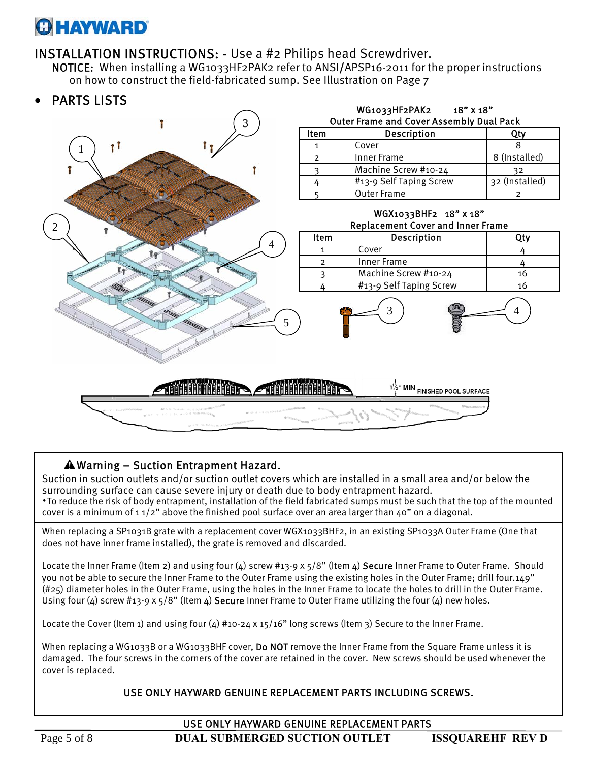# INSTALLATION INSTRUCTIONS: - Use a #2 Philips head Screwdriver.

**NOTICE:** When installing a WG1033HF2PAK2 refer to ANSI/APSP16-2011 for the proper instructions on how to construct the field-fabricated sump. See Illustration on Page 7

- **PARTS LISTS**

**WG1033HF2PAK2 18" x 18"**
**Outer Frame and Cover Assembly Dual Pack**

| Item | Description | Qty |
|---|---|---|
| 1 | Cover | 8 |
| 2 | Inner Frame | 8 (Installed) |
| 3 | Machine Screw #10-24 | 32 |
| 4 | #13-9 Self Taping Screw | 32 (Installed) |
| 5 | Outer Frame | 2 |

**WGX1033BHF2 18" x 18"**
**Replacement Cover and Inner Frame**

| Item | Description | Qty |
|---|---|---|
| 1 | Cover | 4 |
| 2 | Inner Frame | 4 |
| 3 | Machine Screw #10-24 | 16 |
| 4 | #13-9 Self Taping Screw | 16 |

1½" MIN FINISHED POOL SURFACE

### ⚠ Warning – Suction Entrapment Hazard.

Suction in suction outlets and/or suction outlet covers which are installed in a small area and/or below the surrounding surface can cause severe injury or death due to body entrapment hazard.
•To reduce the risk of body entrapment, installation of the field fabricated sumps must be such that the top of the mounted cover is a minimum of 1 1/2" above the finished pool surface over an area larger than 40" on a diagonal.

When replacing a SP1031B grate with a replacement cover WGX1033BHF2, in an existing SP1033A Outer Frame (One that does not have inner frame installed), the grate is removed and discarded.

Locate the Inner Frame (Item 2) and using four (4) screw #13-9 x 5/8" (Item 4) **Secure** Inner Frame to Outer Frame. Should you not be able to secure the Inner Frame to the Outer Frame using the existing holes in the Outer Frame; drill four.149" (#25) diameter holes in the Outer Frame, using the holes in the Inner Frame to locate the holes to drill in the Outer Frame. Using four (4) screw #13-9 x 5/8" (Item 4) **Secure** Inner Frame to Outer Frame utilizing the four (4) new holes.

Locate the Cover (Item 1) and using four (4) #10-24 x 15/16" long screws (Item 3) Secure to the Inner Frame.

When replacing a WG1033B or a WG1033BHF cover, **Do NOT** remove the Inner Frame from the Square Frame unless it is damaged. The four screws in the corners of the cover are retained in the cover. New screws should be used whenever the cover is replaced.

USE ONLY HAYWARD GENUINE REPLACEMENT PARTS INCLUDING SCREWS.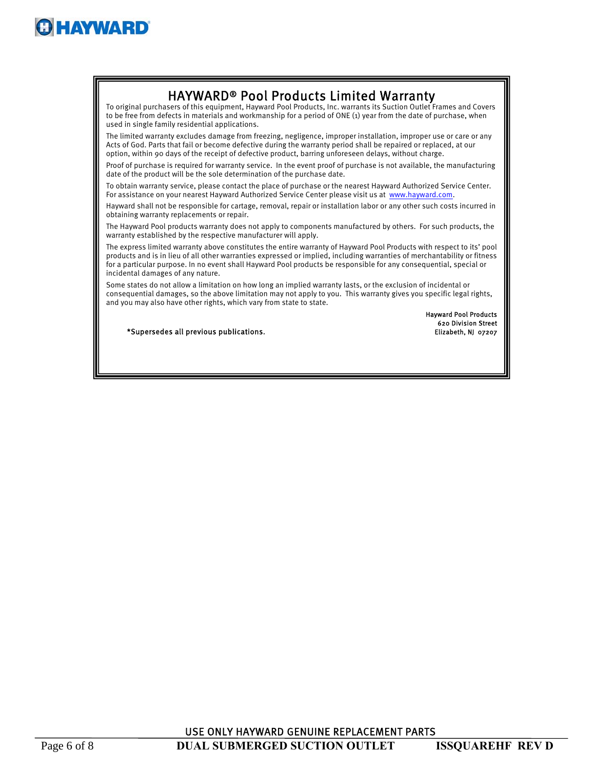# HAYWARD® Pool Products Limited Warranty

To original purchasers of this equipment, Hayward Pool Products, Inc. warrants its Suction Outlet Frames and Covers to be free from defects in materials and workmanship for a period of ONE (1) year from the date of purchase, when used in single family residential applications.

The limited warranty excludes damage from freezing, negligence, improper installation, improper use or care or any Acts of God. Parts that fail or become defective during the warranty period shall be repaired or replaced, at our option, within 90 days of the receipt of defective product, barring unforeseen delays, without charge.

Proof of purchase is required for warranty service. In the event proof of purchase is not available, the manufacturing date of the product will be the sole determination of the purchase date.

To obtain warranty service, please contact the place of purchase or the nearest Hayward Authorized Service Center. For assistance on your nearest Hayward Authorized Service Center please visit us at www.hayward.com.

Hayward shall not be responsible for cartage, removal, repair or installation labor or any other such costs incurred in obtaining warranty replacements or repair.

The Hayward Pool products warranty does not apply to components manufactured by others. For such products, the warranty established by the respective manufacturer will apply.

The express limited warranty above constitutes the entire warranty of Hayward Pool Products with respect to its' pool products and is in lieu of all other warranties expressed or implied, including warranties of merchantability or fitness for a particular purpose. In no event shall Hayward Pool products be responsible for any consequential, special or incidental damages of any nature.

Some states do not allow a limitation on how long an implied warranty lasts, or the exclusion of incidental or consequential damages, so the above limitation may not apply to you. This warranty gives you specific legal rights, and you may also have other rights, which vary from state to state.

*Supersedes all previous publications.

Hayward Pool Products
620 Division Street
Elizabeth, NJ 07207

USE ONLY HAYWARD GENUINE REPLACEMENT PARTS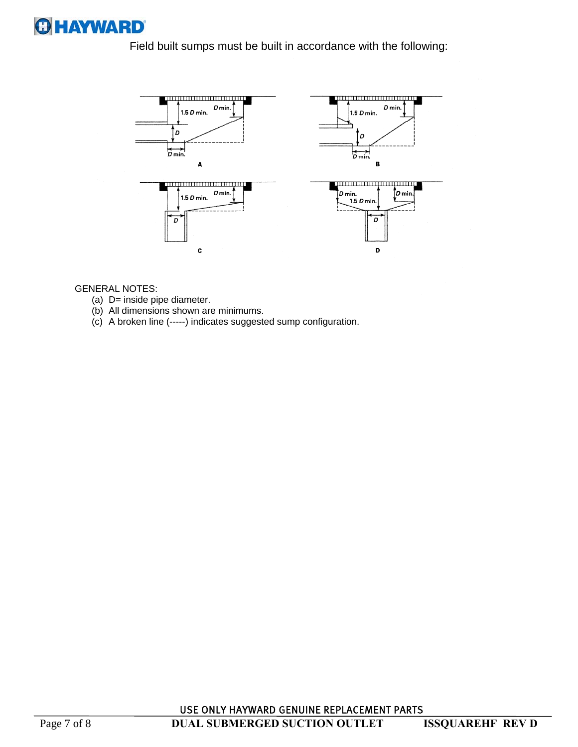Field built sumps must be built in accordance with the following:

GENERAL NOTES:

(a) D= inside pipe diameter.
(b) All dimensions shown are minimums.
(c) A broken line (-----) indicates suggested sump configuration.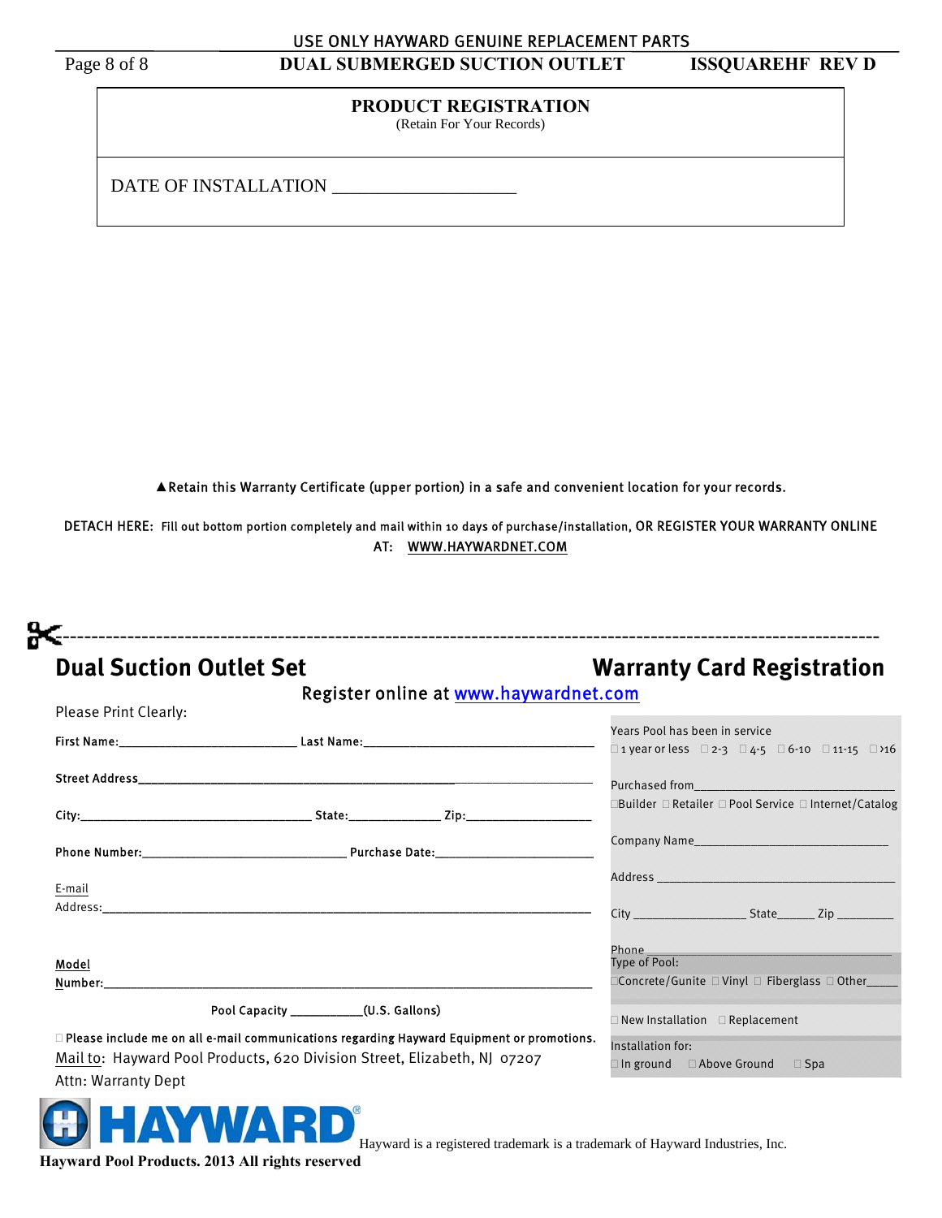## PRODUCT REGISTRATION

(Retain For Your Records)

DATE OF INSTALLATION ___________________

▲Retain this Warranty Certificate (upper portion) in a safe and convenient location for your records.

DETACH HERE: Fill out bottom portion completely and mail within 10 days of purchase/installation, OR REGISTER YOUR WARRANTY ONLINE AT: WWW.HAYWARDNET.COM

✂-----------------------------------------------------------------------------------------------------------

## Dual Suction Outlet Set

## Warranty Card Registration

Register online at www.haywardnet.com

Please Print Clearly:

First Name:_________________________ Last Name:_________________________________

Street Address___________________________________________________________________

City:_________________________________ State:_____________ Zip:__________________

Phone Number:_____________________________ Purchase Date:_______________________

E-mail Address:__________________________________________________________________

Model Number:___________________________________________________________________

Pool Capacity __________(U.S. Gallons)

☐ Please include me on all e-mail communications regarding Hayward Equipment or promotions.

Mail to: Hayward Pool Products, 620 Division Street, Elizabeth, NJ 07207

Attn: Warranty Dept

Years Pool has been in service

☐ 1 year or less ☐ 2-3 ☐ 4-5 ☐ 6-10 ☐ 11-15 ☐ >16

Purchased from_______________________________

☐Builder ☐ Retailer ☐ Pool Service ☐ Internet/Catalog

Company Name______________________________

Address ____________________________________

City ________________ State______ Zip ________

Phone ______________________________________

Type of Pool:

☐Concrete/Gunite ☐ Vinyl ☐ Fiberglass ☐ Other_____

☐ New Installation ☐ Replacement

Installation for:

☐ In ground ☐ Above Ground ☐ Spa

HAYWARD® Hayward is a registered trademark is a trademark of Hayward Industries, Inc.

**Hayward Pool Products. 2013 All rights reserved**